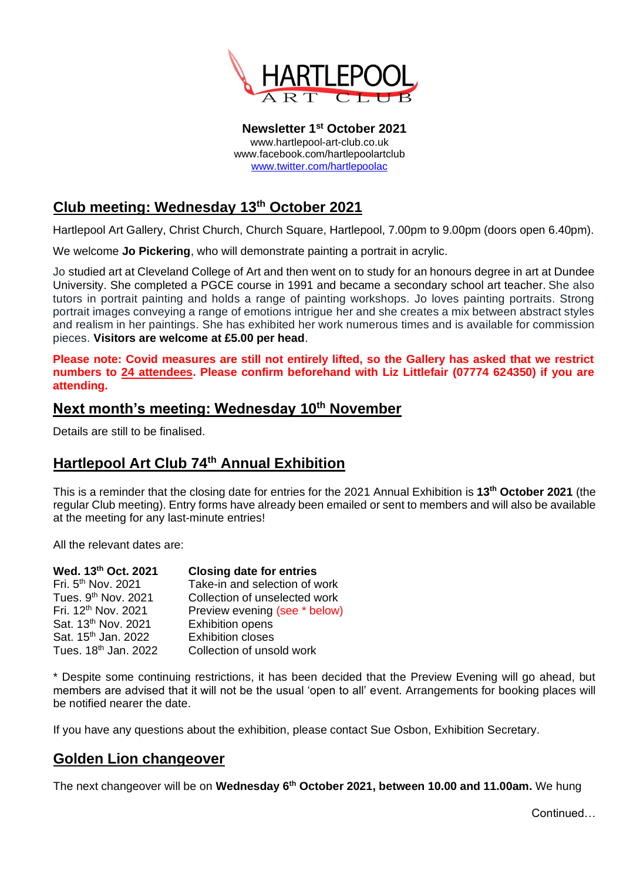# HARTLEPOOL ART CLUB

**Newsletter 1st October 2021**
www.hartlepool-art-club.co.uk
www.facebook.com/hartlepoolartclub
www.twitter.com/hartlepoolac

## Club meeting: Wednesday 13th October 2021

Hartlepool Art Gallery, Christ Church, Church Square, Hartlepool, 7.00pm to 9.00pm (doors open 6.40pm).

We welcome **Jo Pickering**, who will demonstrate painting a portrait in acrylic.

Jo studied art at Cleveland College of Art and then went on to study for an honours degree in art at Dundee University. She completed a PGCE course in 1991 and became a secondary school art teacher. She also tutors in portrait painting and holds a range of painting workshops. Jo loves painting portraits. Strong portrait images conveying a range of emotions intrigue her and she creates a mix between abstract styles and realism in her paintings. She has exhibited her work numerous times and is available for commission pieces. **Visitors are welcome at £5.00 per head**.

**Please note: Covid measures are still not entirely lifted, so the Gallery has asked that we restrict numbers to 24 attendees. Please confirm beforehand with Liz Littlefair (07774 624350) if you are attending.**

## Next month's meeting: Wednesday 10th November

Details are still to be finalised.

## Hartlepool Art Club 74th Annual Exhibition

This is a reminder that the closing date for entries for the 2021 Annual Exhibition is **13th October 2021** (the regular Club meeting). Entry forms have already been emailed or sent to members and will also be available at the meeting for any last-minute entries!

All the relevant dates are:

| **Wed. 13th Oct. 2021** | **Closing date for entries** |
|---|---|
| Fri. 5th Nov. 2021 | Take-in and selection of work |
| Tues. 9th Nov. 2021 | Collection of unselected work |
| Fri. 12th Nov. 2021 | Preview evening (see * below) |
| Sat. 13th Nov. 2021 | Exhibition opens |
| Sat. 15th Jan. 2022 | Exhibition closes |
| Tues. 18th Jan. 2022 | Collection of unsold work |

* Despite some continuing restrictions, it has been decided that the Preview Evening will go ahead, but members are advised that it will not be the usual 'open to all' event. Arrangements for booking places will be notified nearer the date.

If you have any questions about the exhibition, please contact Sue Osbon, Exhibition Secretary.

## Golden Lion changeover

The next changeover will be on **Wednesday 6th October 2021, between 10.00 and 11.00am.** We hung

Continued…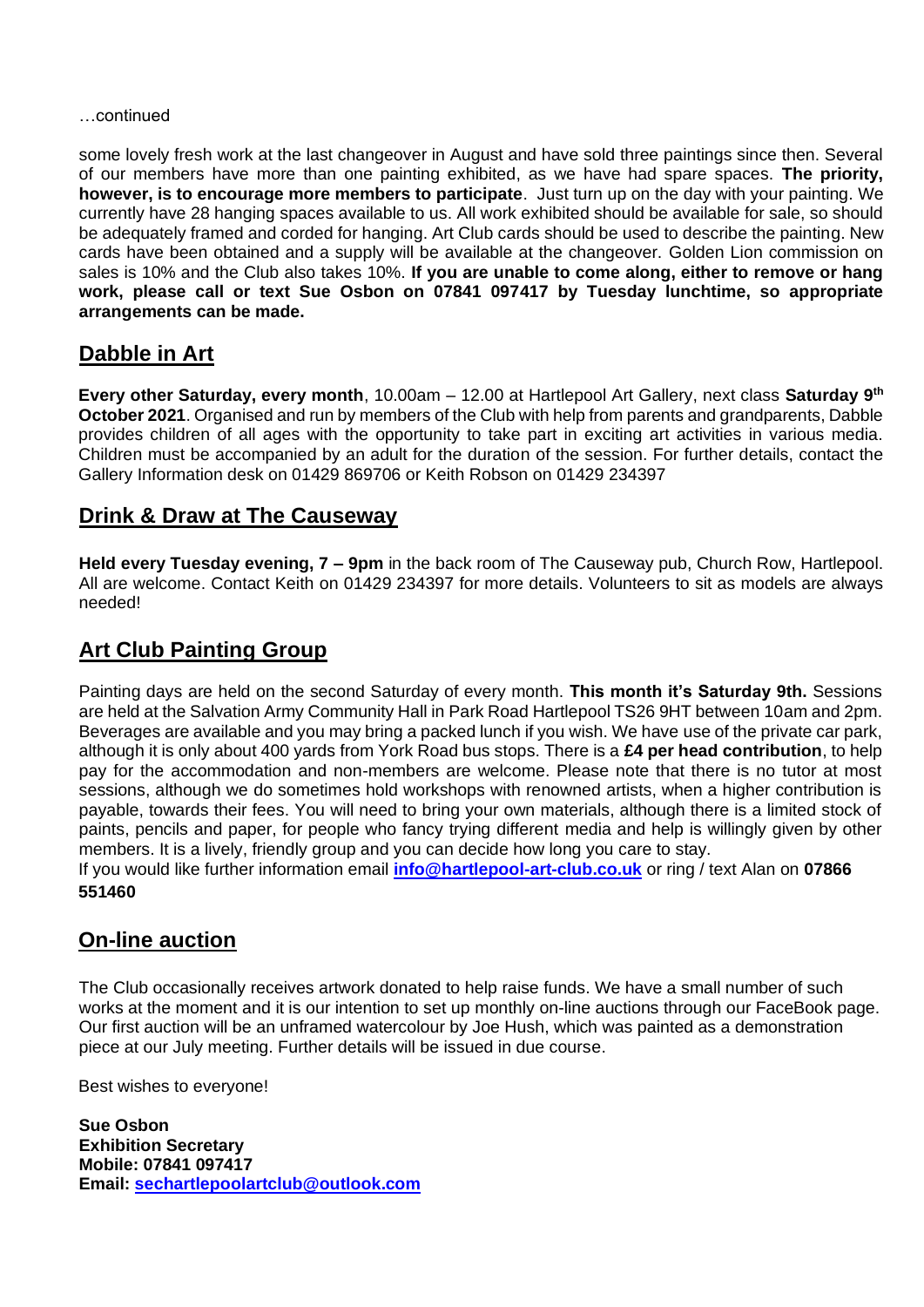…continued

some lovely fresh work at the last changeover in August and have sold three paintings since then. Several of our members have more than one painting exhibited, as we have had spare spaces. **The priority, however, is to encourage more members to participate**. Just turn up on the day with your painting. We currently have 28 hanging spaces available to us. All work exhibited should be available for sale, so should be adequately framed and corded for hanging. Art Club cards should be used to describe the painting. New cards have been obtained and a supply will be available at the changeover. Golden Lion commission on sales is 10% and the Club also takes 10%. **If you are unable to come along, either to remove or hang work, please call or text Sue Osbon on 07841 097417 by Tuesday lunchtime, so appropriate arrangements can be made.**

## Dabble in Art

**Every other Saturday, every month**, 10.00am – 12.00 at Hartlepool Art Gallery, next class **Saturday 9th October 2021**. Organised and run by members of the Club with help from parents and grandparents, Dabble provides children of all ages with the opportunity to take part in exciting art activities in various media. Children must be accompanied by an adult for the duration of the session. For further details, contact the Gallery Information desk on 01429 869706 or Keith Robson on 01429 234397

## Drink & Draw at The Causeway

**Held every Tuesday evening, 7 – 9pm** in the back room of The Causeway pub, Church Row, Hartlepool. All are welcome. Contact Keith on 01429 234397 for more details. Volunteers to sit as models are always needed!

## Art Club Painting Group

Painting days are held on the second Saturday of every month. **This month it's Saturday 9th.** Sessions are held at the Salvation Army Community Hall in Park Road Hartlepool TS26 9HT between 10am and 2pm. Beverages are available and you may bring a packed lunch if you wish. We have use of the private car park, although it is only about 400 yards from York Road bus stops. There is a **£4 per head contribution**, to help pay for the accommodation and non-members are welcome. Please note that there is no tutor at most sessions, although we do sometimes hold workshops with renowned artists, when a higher contribution is payable, towards their fees. You will need to bring your own materials, although there is a limited stock of paints, pencils and paper, for people who fancy trying different media and help is willingly given by other members. It is a lively, friendly group and you can decide how long you care to stay.

If you would like further information email **info@hartlepool-art-club.co.uk** or ring / text Alan on **07866 551460**

## On-line auction

The Club occasionally receives artwork donated to help raise funds. We have a small number of such works at the moment and it is our intention to set up monthly on-line auctions through our FaceBook page. Our first auction will be an unframed watercolour by Joe Hush, which was painted as a demonstration piece at our July meeting. Further details will be issued in due course.

Best wishes to everyone!

**Sue Osbon**
**Exhibition Secretary**
**Mobile: 07841 097417**
**Email: sechartlepoolartclub@outlook.com**